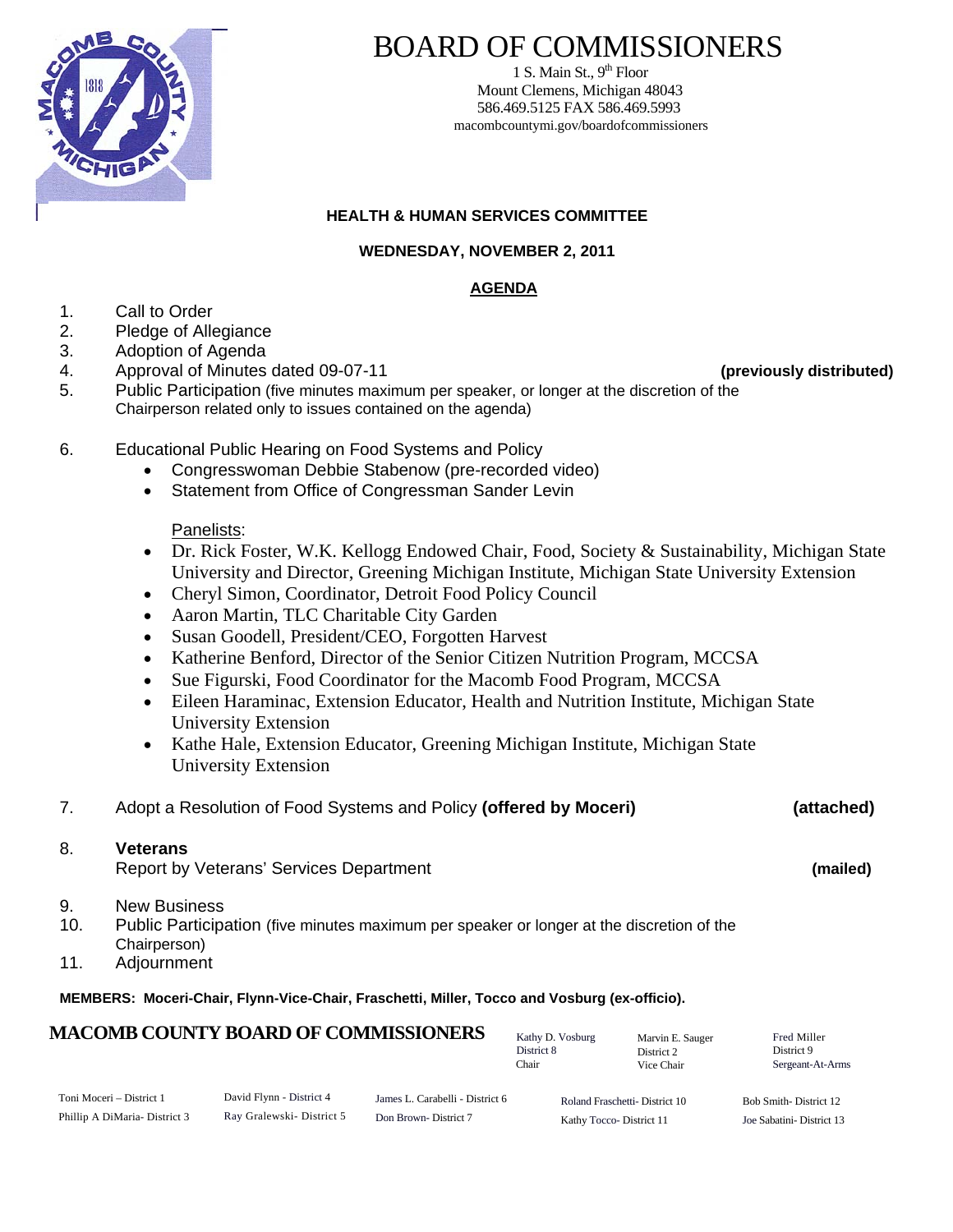# BOARD OF COMMISSIONERS

1 S. Main St., 9th Floor
Mount Clemens, Michigan 48043
586.469.5125 FAX 586.469.5993
macombcountymi.gov/boardofcommissioners

**HEALTH & HUMAN SERVICES COMMITTEE**

**WEDNESDAY, NOVEMBER 2, 2011**

**AGENDA**

1. Call to Order
2. Pledge of Allegiance
3. Adoption of Agenda
4. Approval of Minutes dated 09-07-11 **(previously distributed)**
5. Public Participation (five minutes maximum per speaker, or longer at the discretion of the Chairperson related only to issues contained on the agenda)
6. Educational Public Hearing on Food Systems and Policy
   - Congresswoman Debbie Stabenow (pre-recorded video)
   - Statement from Office of Congressman Sander Levin

   Panelists:
   - Dr. Rick Foster, W.K. Kellogg Endowed Chair, Food, Society & Sustainability, Michigan State University and Director, Greening Michigan Institute, Michigan State University Extension
   - Cheryl Simon, Coordinator, Detroit Food Policy Council
   - Aaron Martin, TLC Charitable City Garden
   - Susan Goodell, President/CEO, Forgotten Harvest
   - Katherine Benford, Director of the Senior Citizen Nutrition Program, MCCSA
   - Sue Figurski, Food Coordinator for the Macomb Food Program, MCCSA
   - Eileen Haraminac, Extension Educator, Health and Nutrition Institute, Michigan State University Extension
   - Kathe Hale, Extension Educator, Greening Michigan Institute, Michigan State University Extension
7. Adopt a Resolution of Food Systems and Policy **(offered by Moceri)** **(attached)**
8. **Veterans**
   Report by Veterans' Services Department **(mailed)**
9. New Business
10. Public Participation (five minutes maximum per speaker or longer at the discretion of the Chairperson)
11. Adjournment

**MEMBERS: Moceri-Chair, Flynn-Vice-Chair, Fraschetti, Miller, Tocco and Vosburg (ex-officio).**

**MACOMB COUNTY BOARD OF COMMISSIONERS**

Kathy D. Vosburg, District 8, Chair
Marvin E. Sauger, District 2, Vice Chair
Fred Miller, District 9, Sergeant-At-Arms

Toni Moceri – District 1
Phillip A DiMaria- District 3
David Flynn - District 4
Ray Gralewski- District 5
James L. Carabelli - District 6
Don Brown- District 7
Roland Fraschetti- District 10
Kathy Tocco- District 11
Bob Smith- District 12
Joe Sabatini- District 13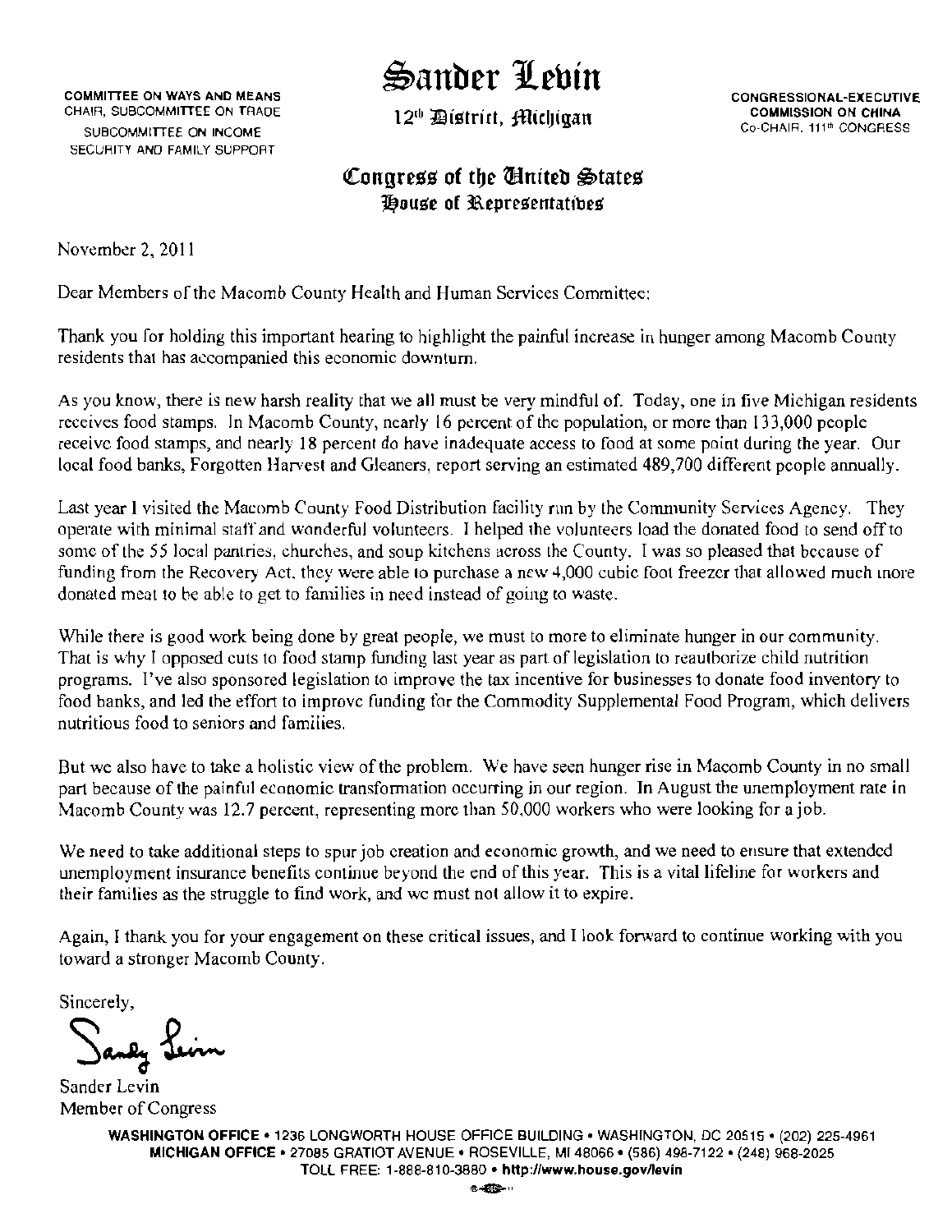COMMITTEE ON WAYS AND MEANS
CHAIR, SUBCOMMITTEE ON TRADE
SUBCOMMITTEE ON INCOME
SECURITY AND FAMILY SUPPORT

# Sander Levin

12th District, Michigan

CONGRESSIONAL-EXECUTIVE
COMMISSION ON CHINA
Co-CHAIR, 111th CONGRESS

## Congress of the United States
### House of Representatives

November 2, 2011

Dear Members of the Macomb County Health and Human Services Committee:

Thank you for holding this important hearing to highlight the painful increase in hunger among Macomb County residents that has accompanied this economic downturn.

As you know, there is new harsh reality that we all must be very mindful of. Today, one in five Michigan residents receives food stamps. In Macomb County, nearly 16 percent of the population, or more than 133,000 people receive food stamps, and nearly 18 percent do have inadequate access to food at some point during the year. Our local food banks, Forgotten Harvest and Gleaners, report serving an estimated 489,700 different people annually.

Last year I visited the Macomb County Food Distribution facility run by the Community Services Agency. They operate with minimal staff and wonderful volunteers. I helped the volunteers load the donated food to send off to some of the 55 local pantries, churches, and soup kitchens across the County. I was so pleased that because of funding from the Recovery Act, they were able to purchase a new 4,000 cubic foot freezer that allowed much more donated meat to be able to get to families in need instead of going to waste.

While there is good work being done by great people, we must to more to eliminate hunger in our community. That is why I opposed cuts to food stamp funding last year as part of legislation to reauthorize child nutrition programs. I've also sponsored legislation to improve the tax incentive for businesses to donate food inventory to food banks, and led the effort to improve funding for the Commodity Supplemental Food Program, which delivers nutritious food to seniors and families.

But we also have to take a holistic view of the problem. We have seen hunger rise in Macomb County in no small part because of the painful economic transformation occurring in our region. In August the unemployment rate in Macomb County was 12.7 percent, representing more than 50,000 workers who were looking for a job.

We need to take additional steps to spur job creation and economic growth, and we need to ensure that extended unemployment insurance benefits continue beyond the end of this year. This is a vital lifeline for workers and their families as the struggle to find work, and we must not allow it to expire.

Again, I thank you for your engagement on these critical issues, and I look forward to continue working with you toward a stronger Macomb County.

Sincerely,

Sandy Levin

Sander Levin
Member of Congress

**WASHINGTON OFFICE** • 1236 LONGWORTH HOUSE OFFICE BUILDING • WASHINGTON, DC 20515 • (202) 225-4961
**MICHIGAN OFFICE** • 27085 GRATIOT AVENUE • ROSEVILLE, MI 48066 • (586) 498-7122 • (248) 968-2025
TOLL FREE: 1-888-810-3880 • http://www.house.gov/levin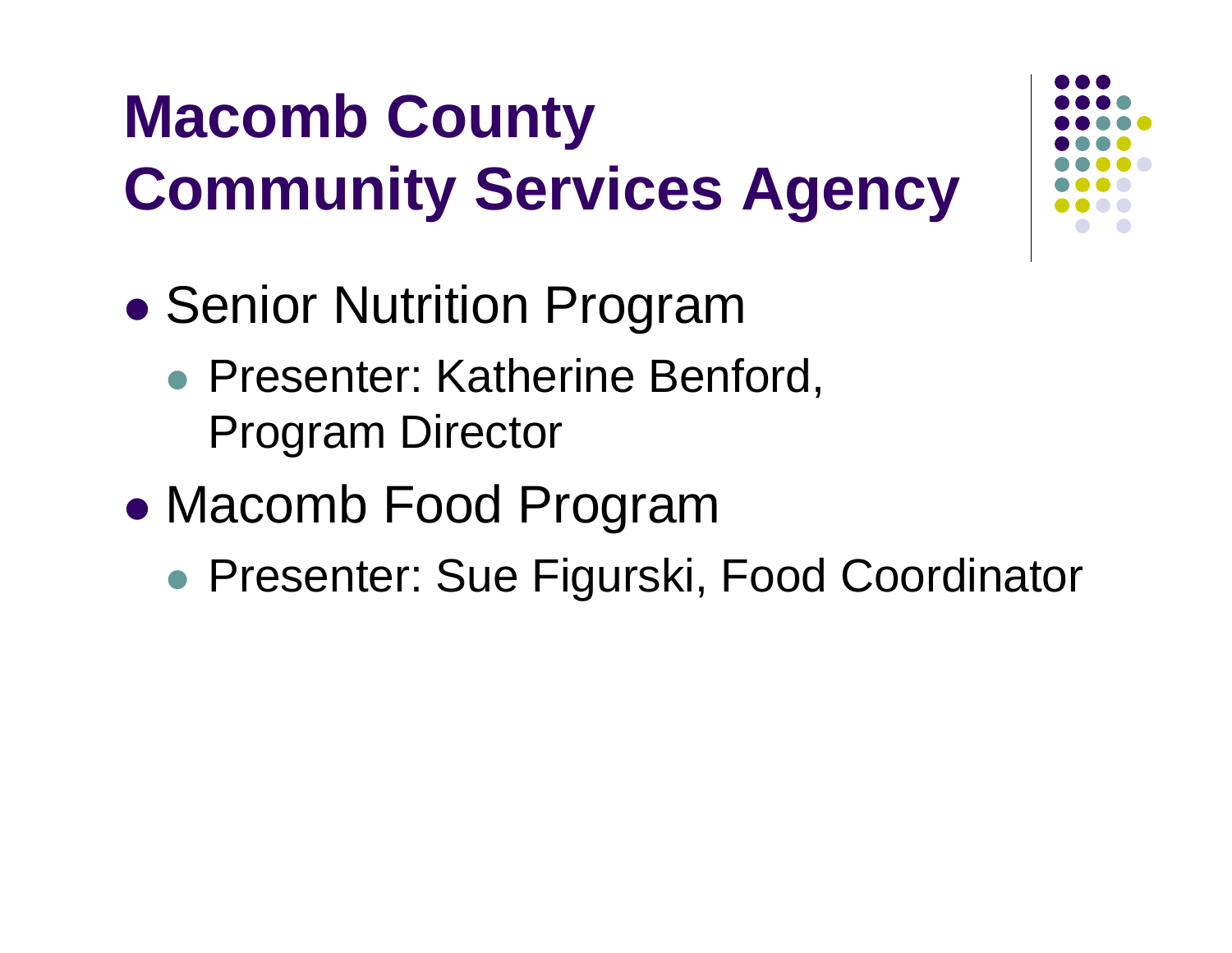# Macomb County Community Services Agency

- Senior Nutrition Program
  - Presenter: Katherine Benford, Program Director
- Macomb Food Program
  - Presenter: Sue Figurski, Food Coordinator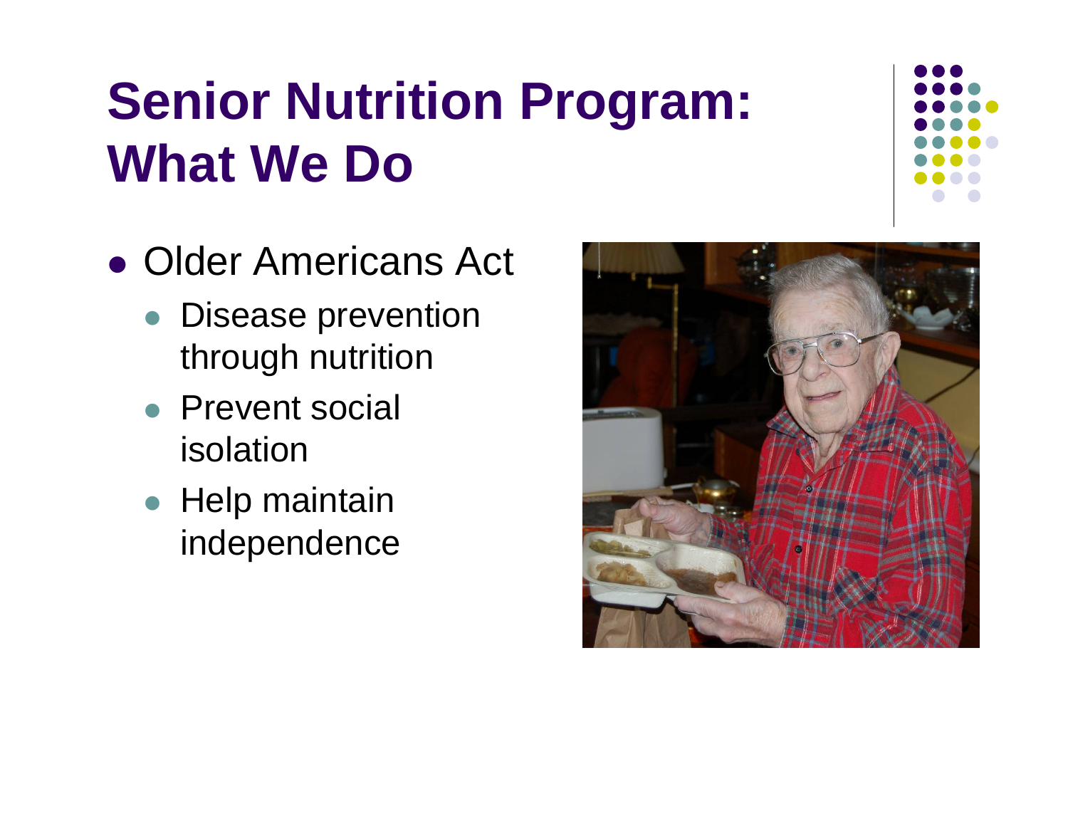# Senior Nutrition Program: What We Do

- Older Americans Act
  - Disease prevention through nutrition
  - Prevent social isolation
  - Help maintain independence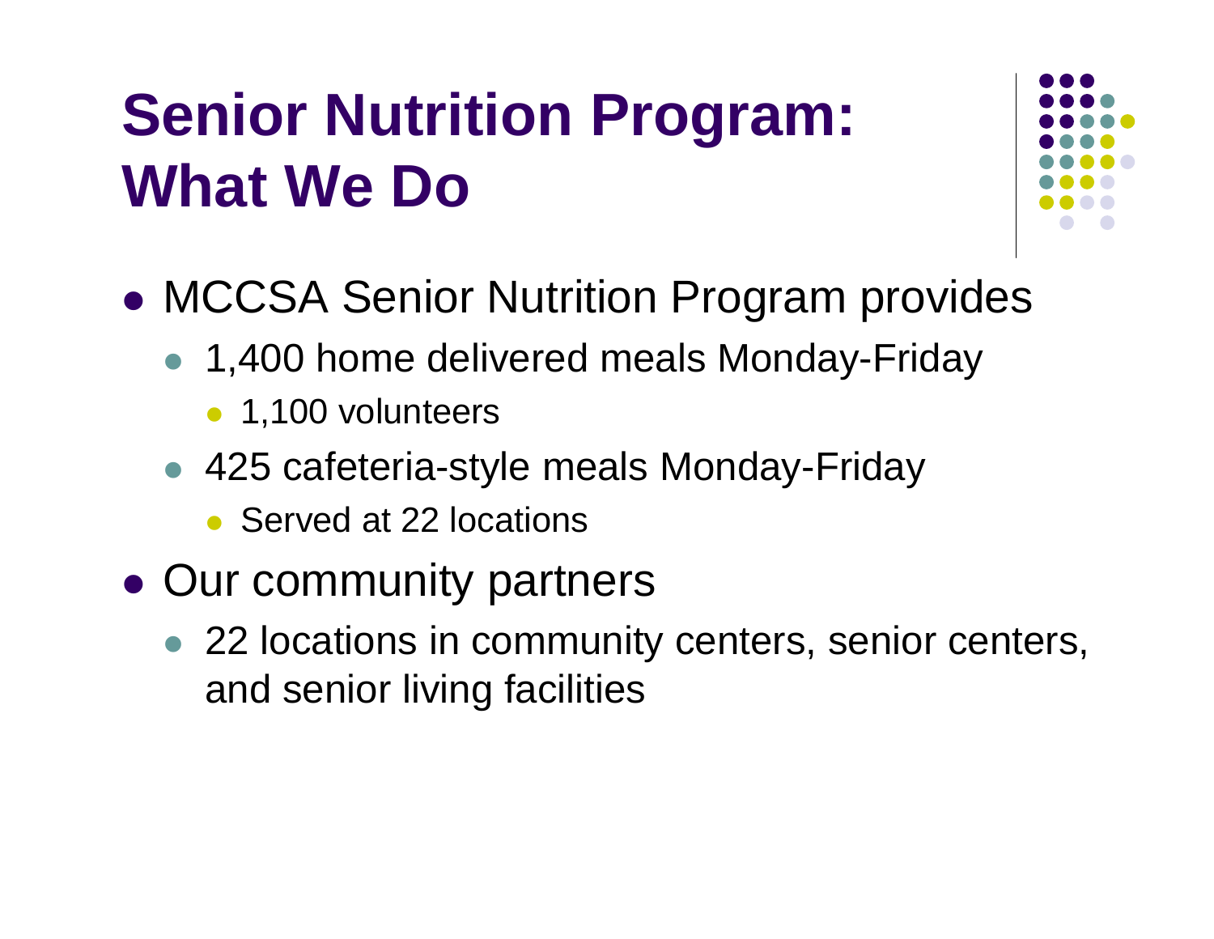# Senior Nutrition Program: What We Do

- MCCSA Senior Nutrition Program provides
  - 1,400 home delivered meals Monday-Friday
    - 1,100 volunteers
  - 425 cafeteria-style meals Monday-Friday
    - Served at 22 locations
- Our community partners
  - 22 locations in community centers, senior centers, and senior living facilities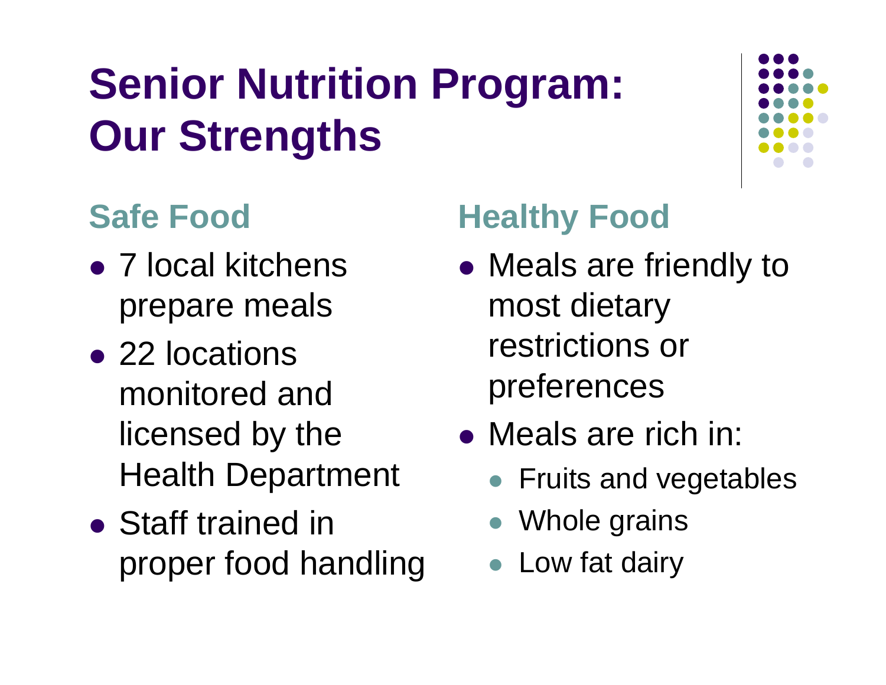# Senior Nutrition Program: Our Strengths

## Safe Food

- 7 local kitchens prepare meals
- 22 locations monitored and licensed by the Health Department
- Staff trained in proper food handling

## Healthy Food

- Meals are friendly to most dietary restrictions or preferences
- Meals are rich in:
  - Fruits and vegetables
  - Whole grains
  - Low fat dairy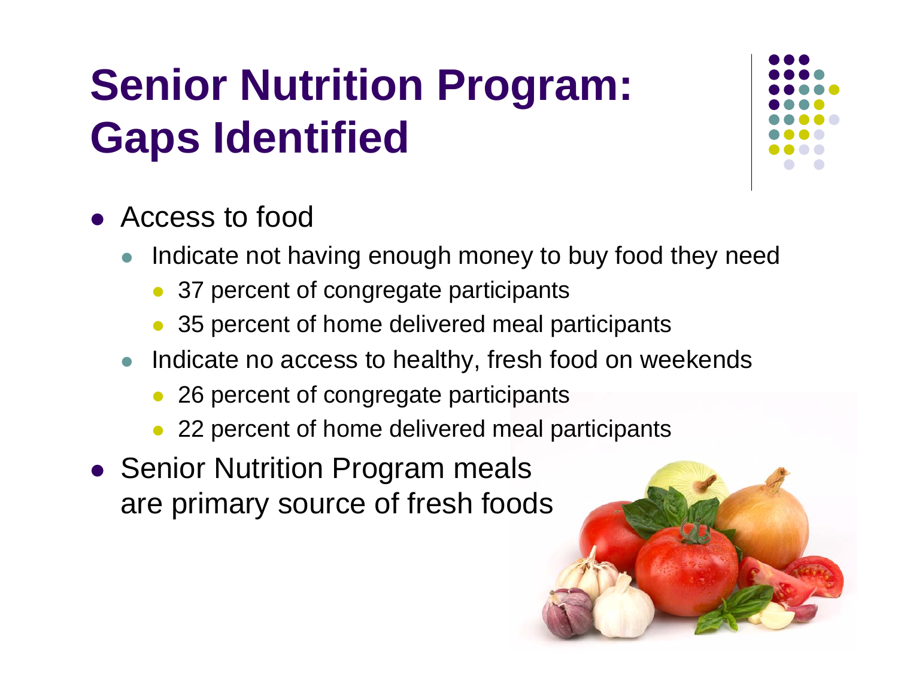# Senior Nutrition Program: Gaps Identified

- Access to food
  - Indicate not having enough money to buy food they need
    - 37 percent of congregate participants
    - 35 percent of home delivered meal participants
  - Indicate no access to healthy, fresh food on weekends
    - 26 percent of congregate participants
    - 22 percent of home delivered meal participants
- Senior Nutrition Program meals are primary source of fresh foods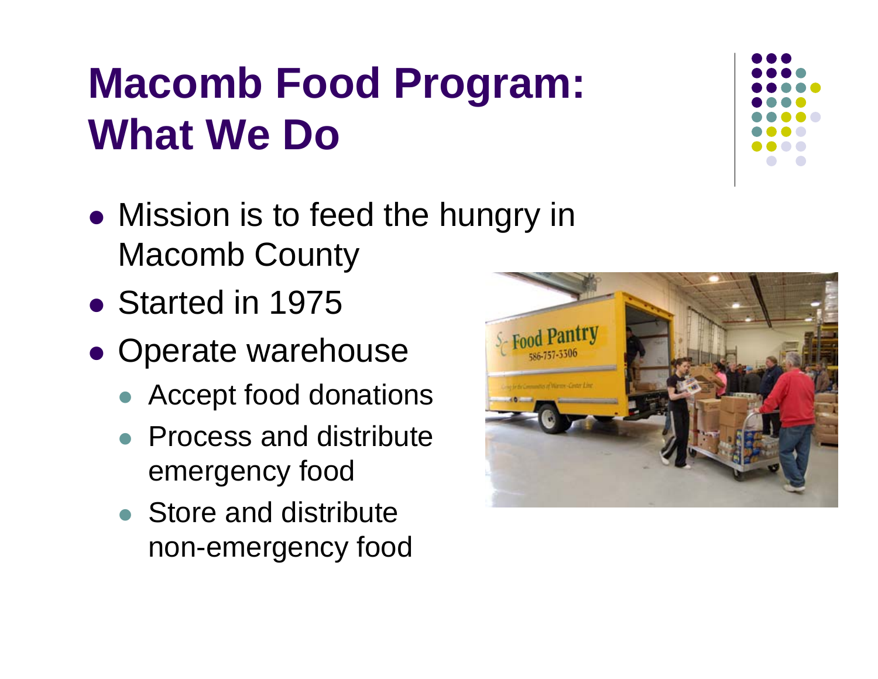# Macomb Food Program: What We Do

- Mission is to feed the hungry in Macomb County
- Started in 1975
- Operate warehouse
  - Accept food donations
  - Process and distribute emergency food
  - Store and distribute non-emergency food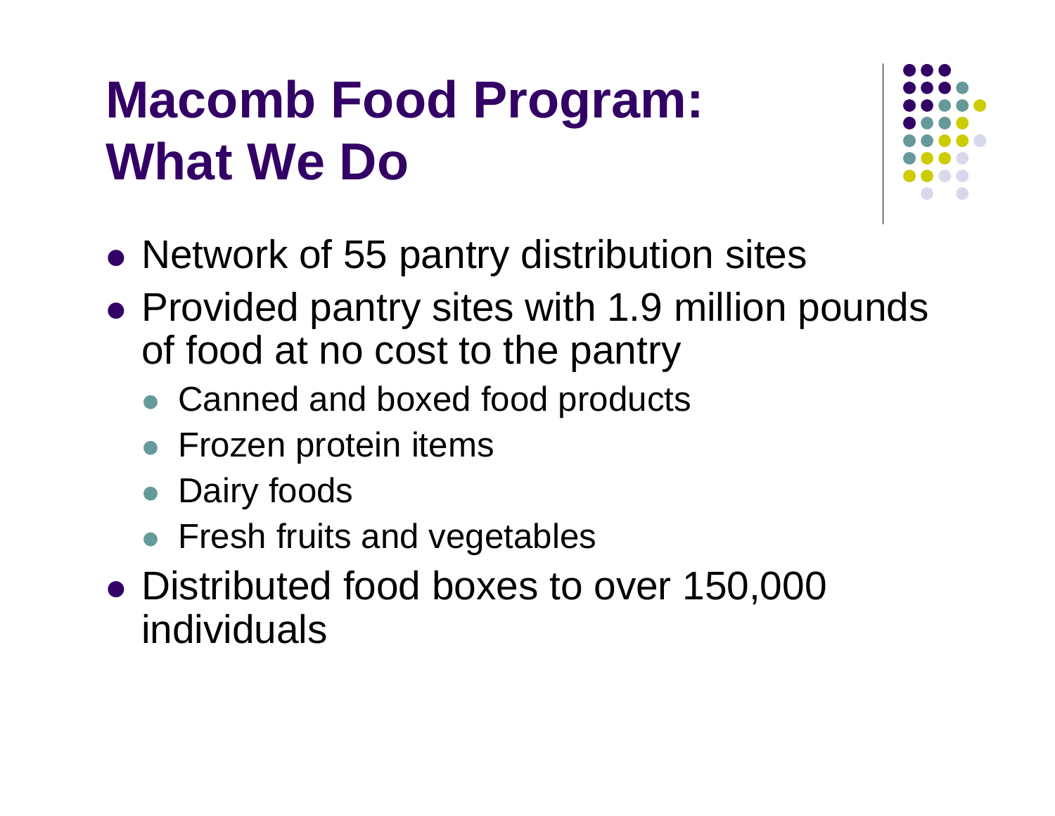# Macomb Food Program: What We Do

- Network of 55 pantry distribution sites
- Provided pantry sites with 1.9 million pounds of food at no cost to the pantry
  - Canned and boxed food products
  - Frozen protein items
  - Dairy foods
  - Fresh fruits and vegetables
- Distributed food boxes to over 150,000 individuals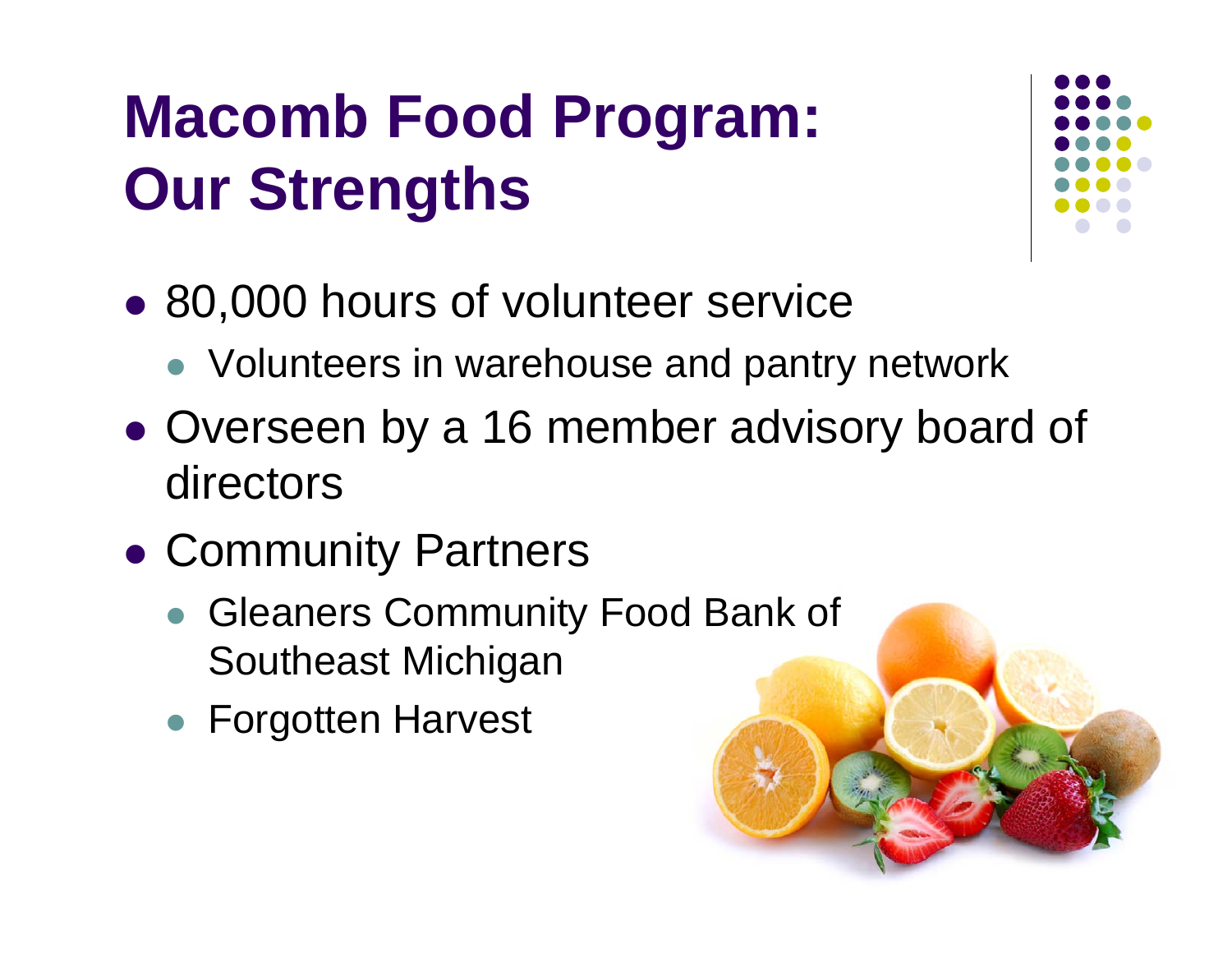# Macomb Food Program: Our Strengths

- 80,000 hours of volunteer service
  - Volunteers in warehouse and pantry network
- Overseen by a 16 member advisory board of directors
- Community Partners
  - Gleaners Community Food Bank of Southeast Michigan
  - Forgotten Harvest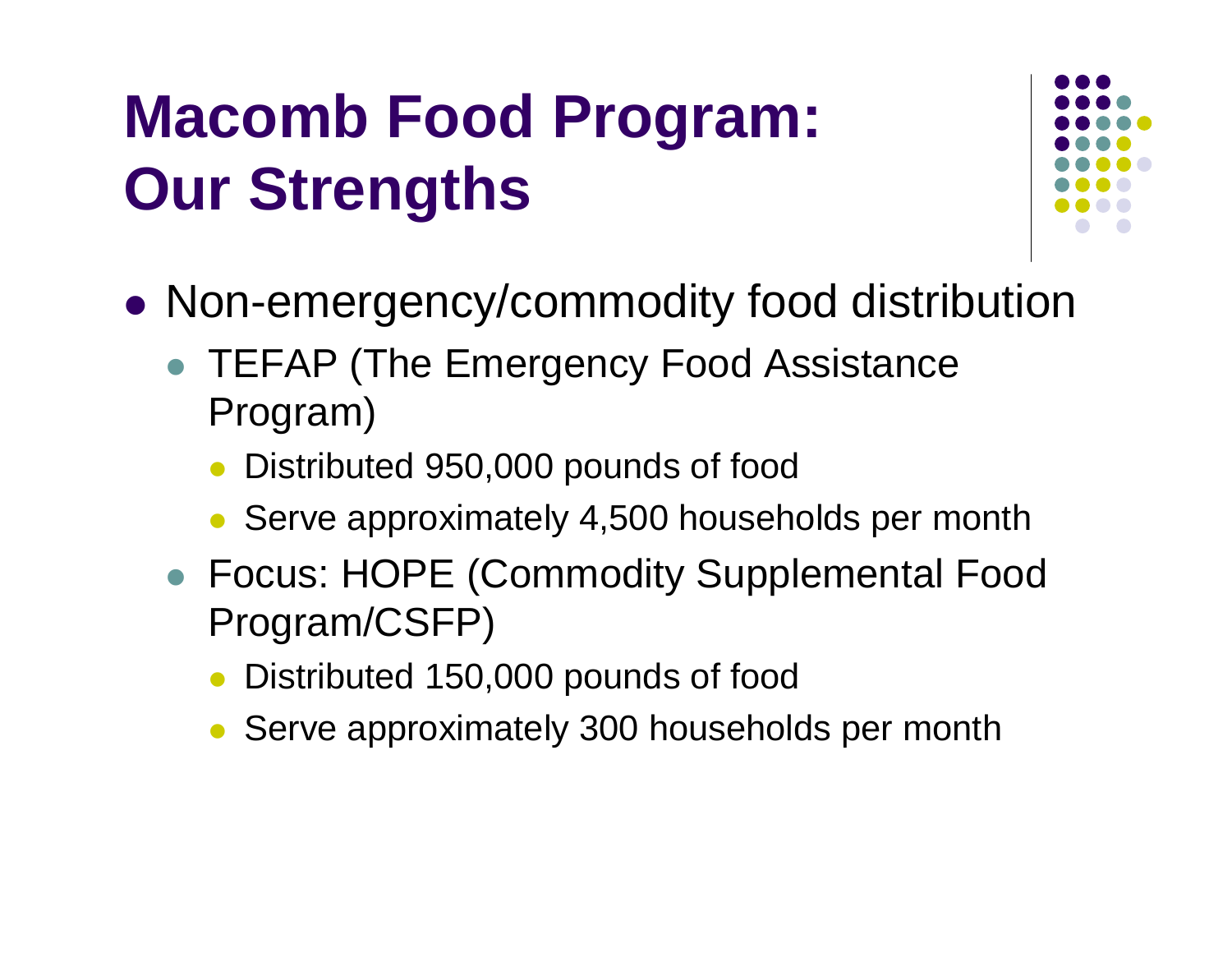# Macomb Food Program: Our Strengths

- Non-emergency/commodity food distribution
  - TEFAP (The Emergency Food Assistance Program)
    - Distributed 950,000 pounds of food
    - Serve approximately 4,500 households per month
  - Focus: HOPE (Commodity Supplemental Food Program/CSFP)
    - Distributed 150,000 pounds of food
    - Serve approximately 300 households per month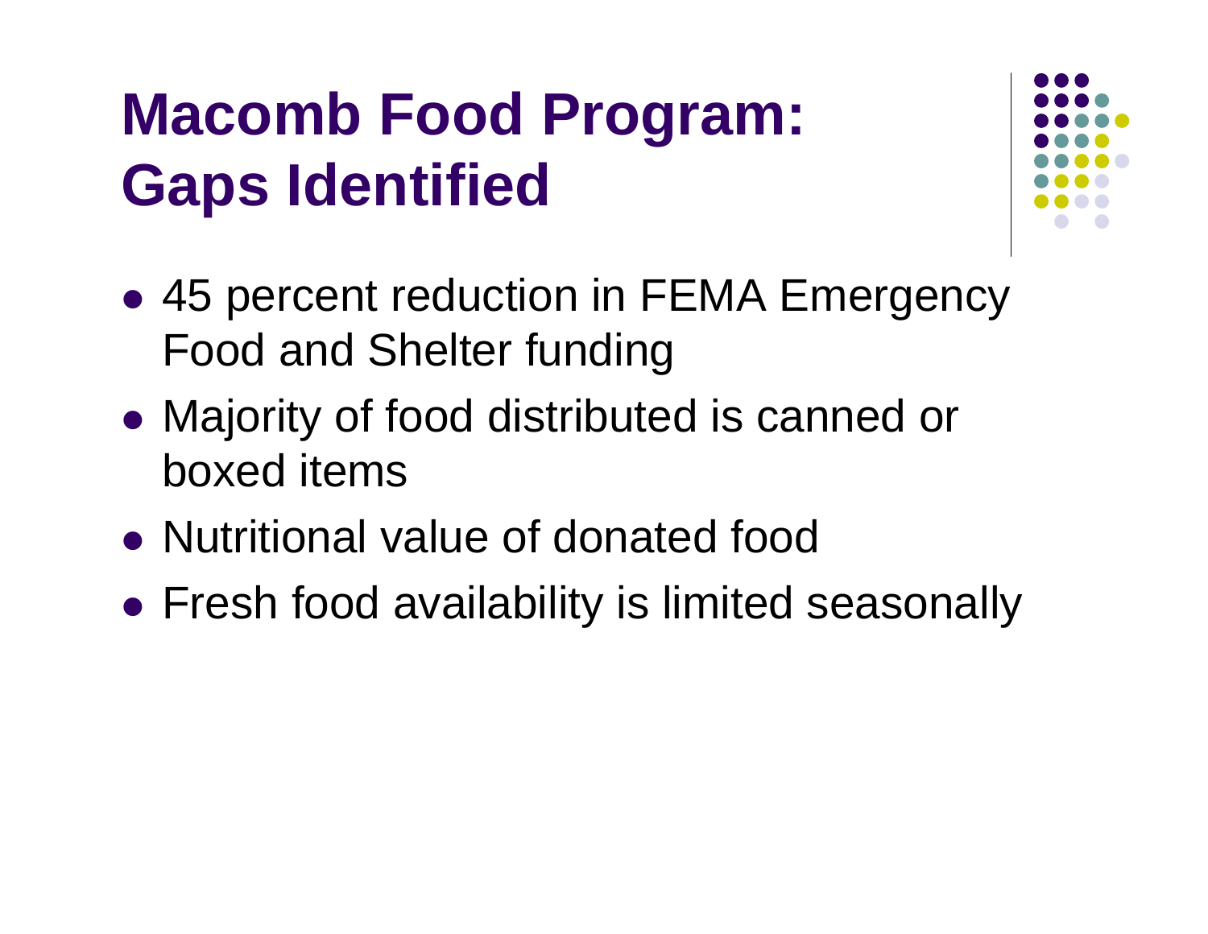# Macomb Food Program: Gaps Identified

- 45 percent reduction in FEMA Emergency Food and Shelter funding
- Majority of food distributed is canned or boxed items
- Nutritional value of donated food
- Fresh food availability is limited seasonally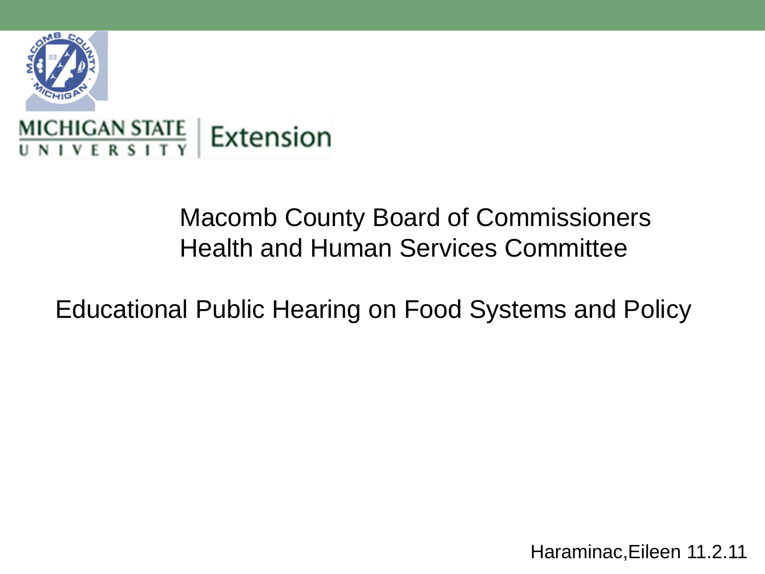Macomb County Board of Commissioners
Health and Human Services Committee

Educational Public Hearing on Food Systems and Policy

Haraminac,Eileen 11.2.11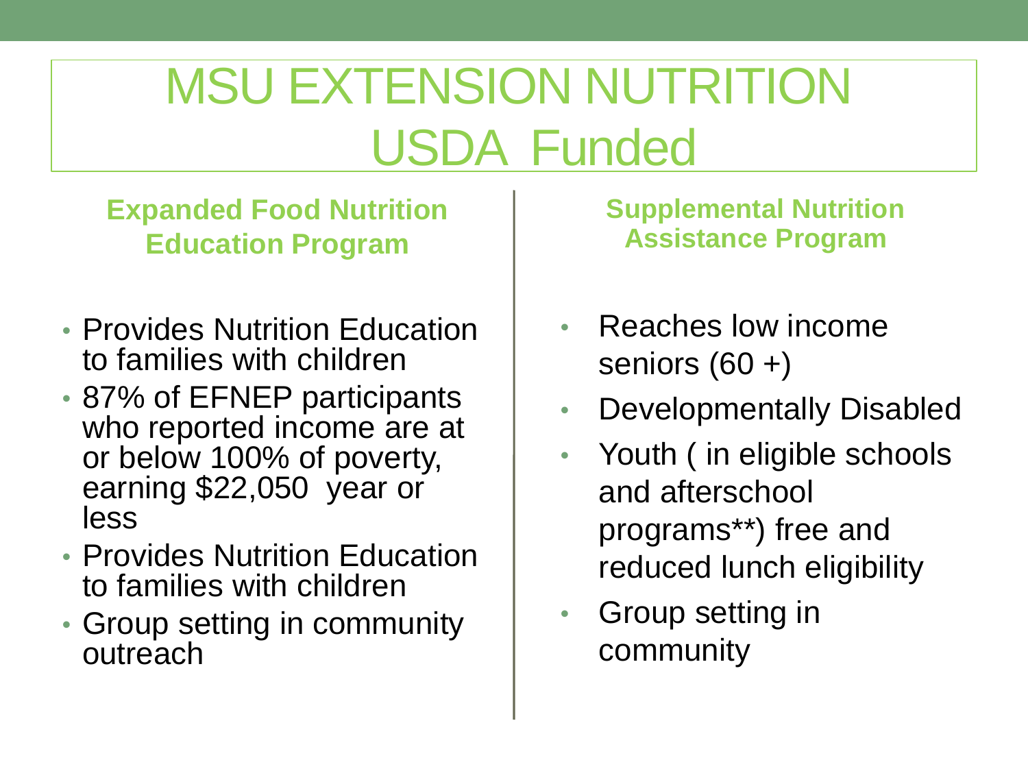# MSU EXTENSION NUTRITION USDA Funded

## Expanded Food Nutrition Education Program

- Provides Nutrition Education to families with children
- 87% of EFNEP participants who reported income are at or below 100% of poverty, earning $22,050 year or less
- Provides Nutrition Education to families with children
- Group setting in community outreach

## Supplemental Nutrition Assistance Program

- Reaches low income seniors (60 +)
- Developmentally Disabled
- Youth ( in eligible schools and afterschool programs**) free and reduced lunch eligibility
- Group setting in community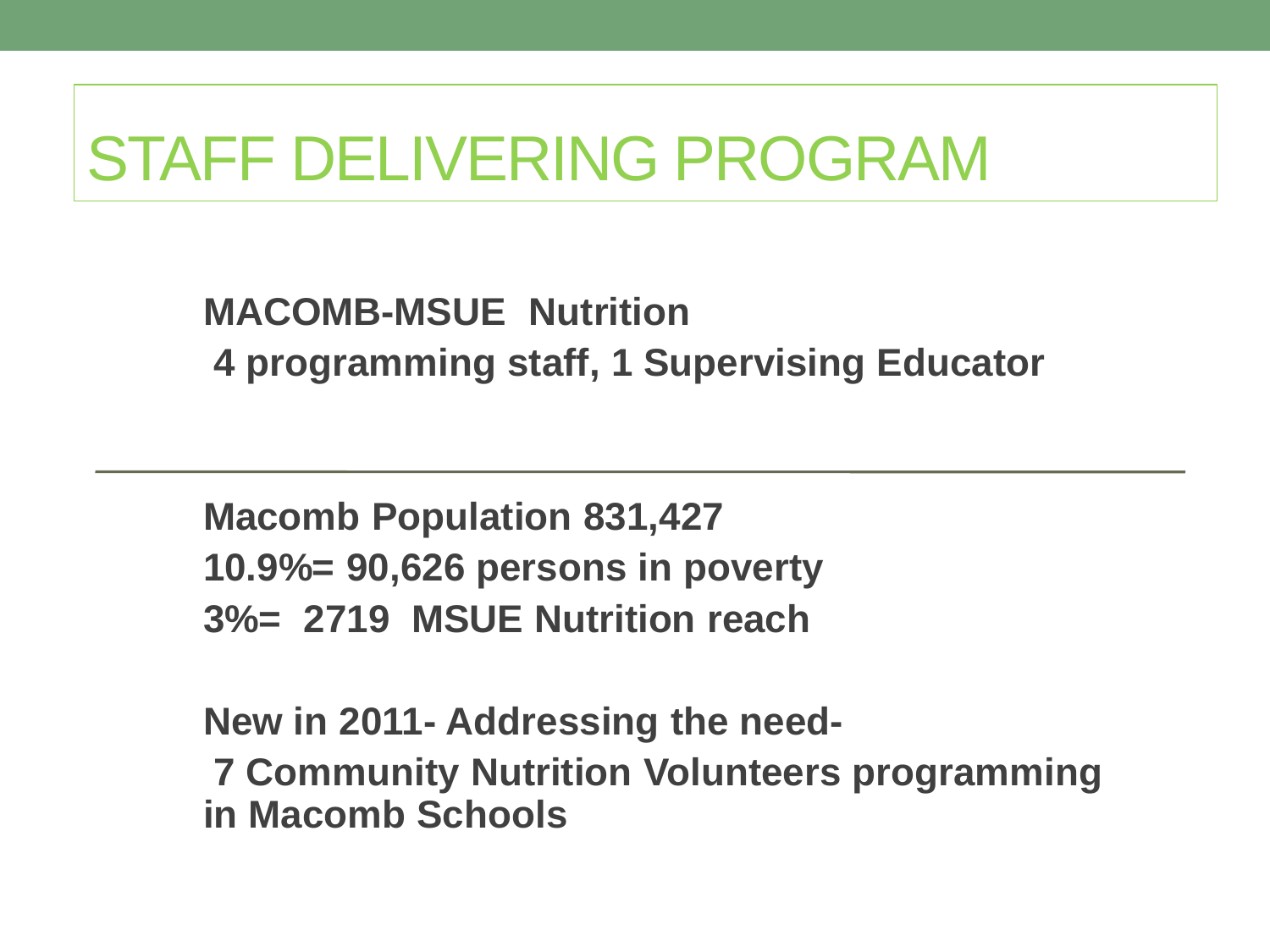# STAFF DELIVERING PROGRAM

**MACOMB-MSUE Nutrition**
**4 programming staff, 1 Supervising Educator**

---

**Macomb Population 831,427**
**10.9%= 90,626 persons in poverty**
**3%= 2719 MSUE Nutrition reach**

**New in 2011- Addressing the need-**
**7 Community Nutrition Volunteers programming in Macomb Schools**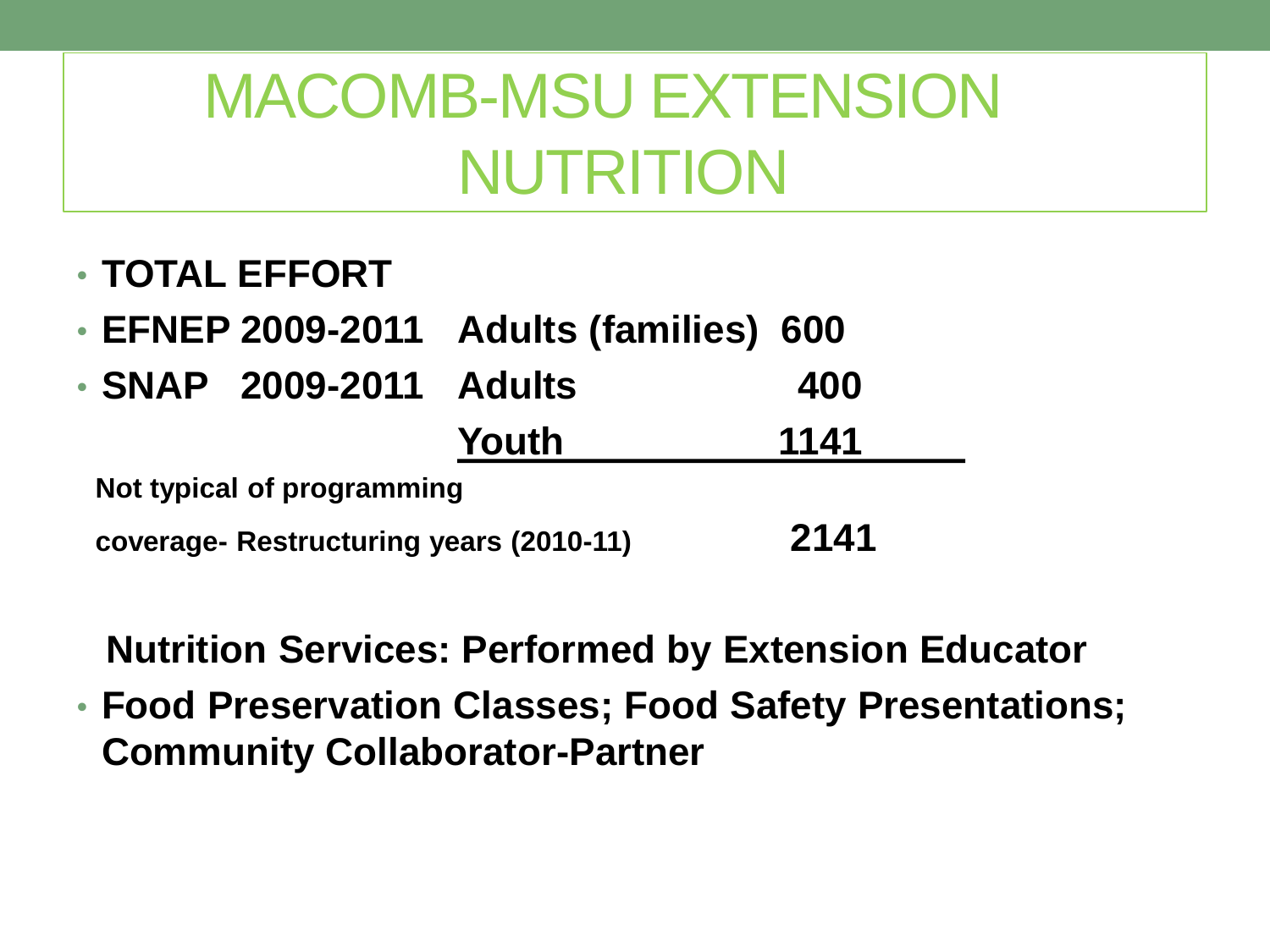# MACOMB-MSU EXTENSION NUTRITION

- **TOTAL EFFORT**
- **EFNEP 2009-2011 Adults (families) 600**
- **SNAP 2009-2011 Adults 400**

  **Youth 1141**

**Not typical of programming**

**coverage- Restructuring years (2010-11) 2141**

**Nutrition Services: Performed by Extension Educator**

- **Food Preservation Classes; Food Safety Presentations; Community Collaborator-Partner**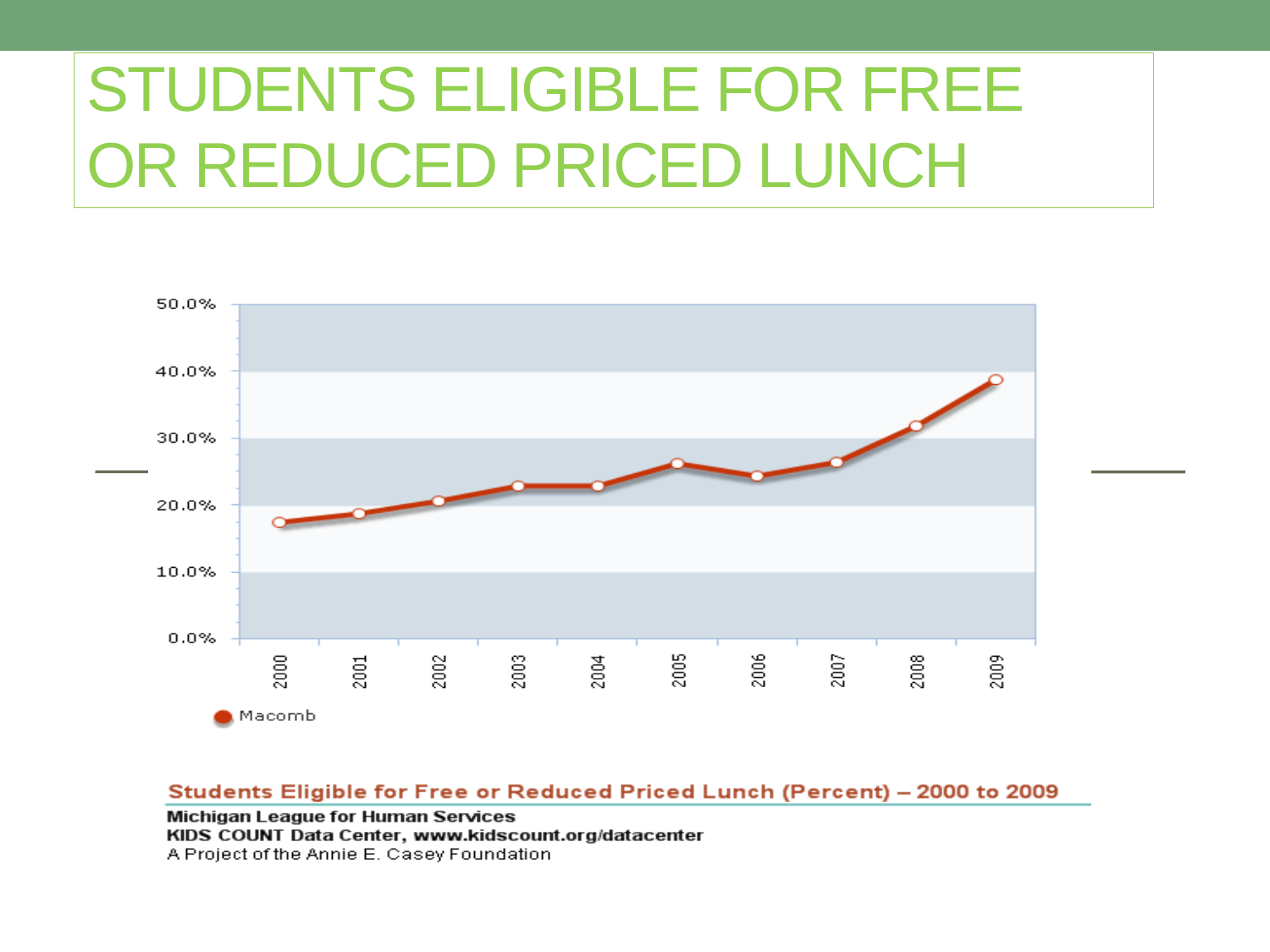# STUDENTS ELIGIBLE FOR FREE OR REDUCED PRICED LUNCH

50.0%
40.0%
30.0%
20.0%
10.0%
0.0%

2000 2001 2002 2003 2004 2005 2006 2007 2008 2009

Macomb

**Students Eligible for Free or Reduced Priced Lunch (Percent) – 2000 to 2009**

**Michigan League for Human Services**
**KIDS COUNT Data Center, www.kidscount.org/datacenter**
A Project of the Annie E. Casey Foundation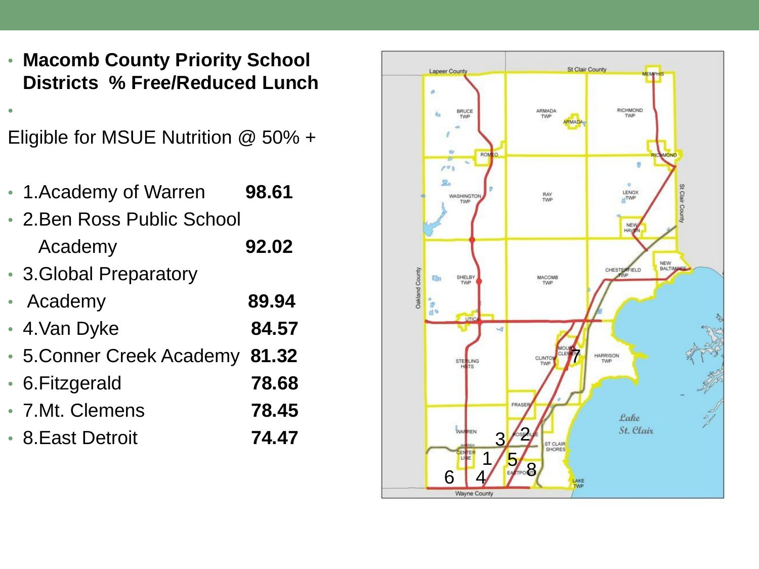- **Macomb County Priority School Districts % Free/Reduced Lunch**

Eligible for MSUE Nutrition @ 50% +

- 1.Academy of Warren **98.61**
- 2.Ben Ross Public School Academy **92.02**
- 3.Global Preparatory Academy **89.94**
- 4.Van Dyke **84.57**
- 5.Conner Creek Academy **81.32**
- 6.Fitzgerald **78.68**
- 7.Mt. Clemens **78.45**
- 8.East Detroit **74.47**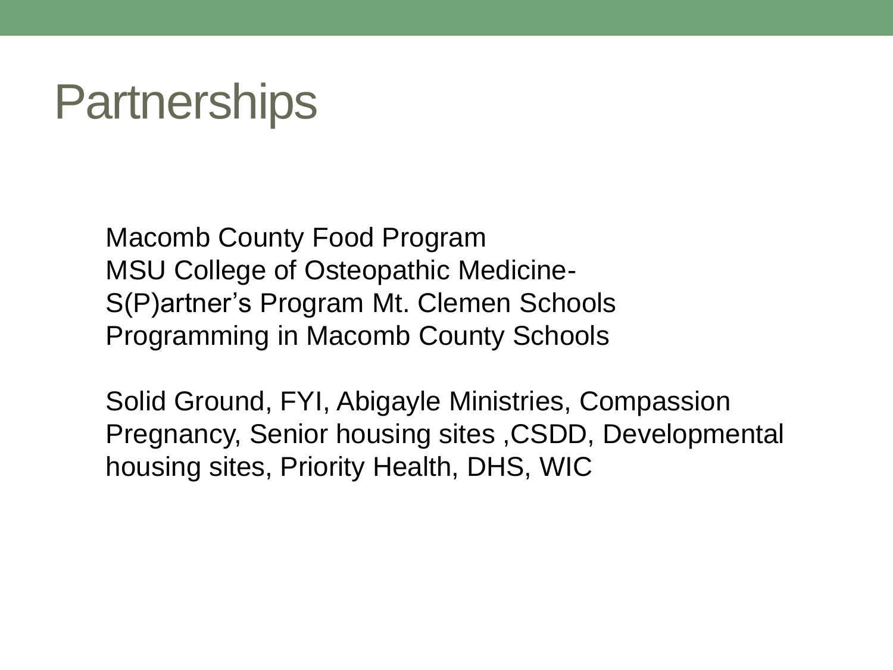# Partnerships

Macomb County Food Program
MSU College of Osteopathic Medicine-
S(P)artner's Program Mt. Clemen Schools
Programming in Macomb County Schools

Solid Ground, FYI, Abigayle Ministries, Compassion Pregnancy, Senior housing sites ,CSDD, Developmental housing sites, Priority Health, DHS, WIC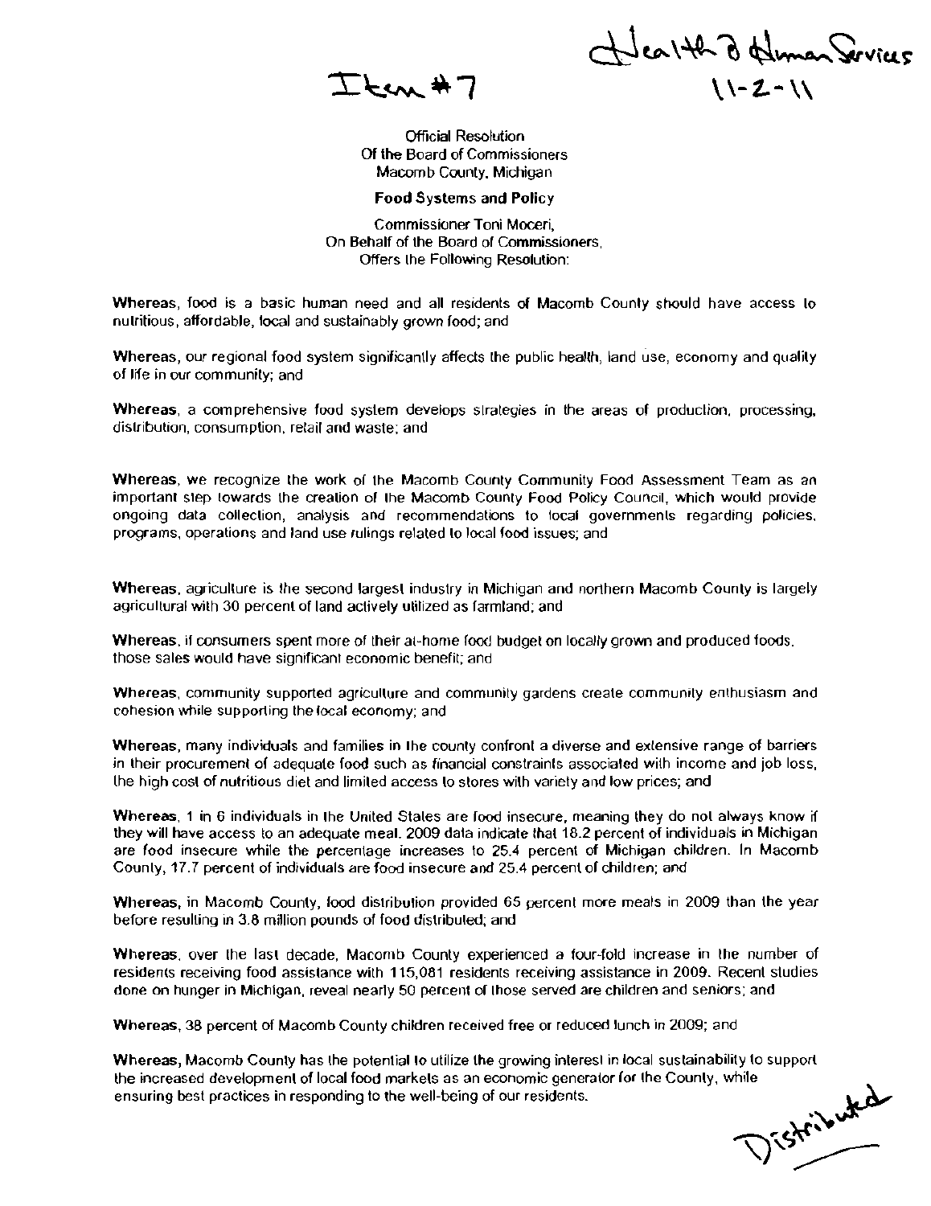Item #7

Health & Human Services
11-2-11

Official Resolution
Of the Board of Commissioners
Macomb County, Michigan

**Food Systems and Policy**

Commissioner Toni Moceri,
On Behalf of the Board of Commissioners,
Offers the Following Resolution:

**Whereas**, food is a basic human need and all residents of Macomb County should have access to nutritious, affordable, local and sustainably grown food; and

**Whereas**, our regional food system significantly affects the public health, land use, economy and quality of life in our community; and

**Whereas**, a comprehensive food system develops strategies in the areas of production, processing, distribution, consumption, retail and waste; and

**Whereas**, we recognize the work of the Macomb County Community Food Assessment Team as an important step towards the creation of the Macomb County Food Policy Council, which would provide ongoing data collection, analysis and recommendations to local governments regarding policies, programs, operations and land use rulings related to local food issues; and

**Whereas**, agriculture is the second largest industry in Michigan and northern Macomb County is largely agricultural with 30 percent of land actively utilized as farmland; and

**Whereas**, if consumers spent more of their at-home food budget on locally grown and produced foods, those sales would have significant economic benefit; and

**Whereas**, community supported agriculture and community gardens create community enthusiasm and cohesion while supporting the local economy; and

**Whereas**, many individuals and families in the county confront a diverse and extensive range of barriers in their procurement of adequate food such as financial constraints associated with income and job loss, the high cost of nutritious diet and limited access to stores with variety and low prices; and

**Whereas**, 1 in 6 individuals in the United States are food insecure, meaning they do not always know if they will have access to an adequate meal. 2009 data indicate that 18.2 percent of individuals in Michigan are food insecure while the percentage increases to 25.4 percent of Michigan children. In Macomb County, 17.7 percent of individuals are food insecure and 25.4 percent of children; and

**Whereas**, in Macomb County, food distribution provided 65 percent more meals in 2009 than the year before resulting in 3.8 million pounds of food distributed; and

**Whereas**, over the last decade, Macomb County experienced a four-fold increase in the number of residents receiving food assistance with 115,081 residents receiving assistance in 2009. Recent studies done on hunger in Michigan, reveal nearly 50 percent of those served are children and seniors; and

**Whereas**, 38 percent of Macomb County children received free or reduced lunch in 2009; and

**Whereas**, Macomb County has the potential to utilize the growing interest in local sustainability to support the increased development of local food markets as an economic generator for the County, while ensuring best practices in responding to the well-being of our residents.

Distributed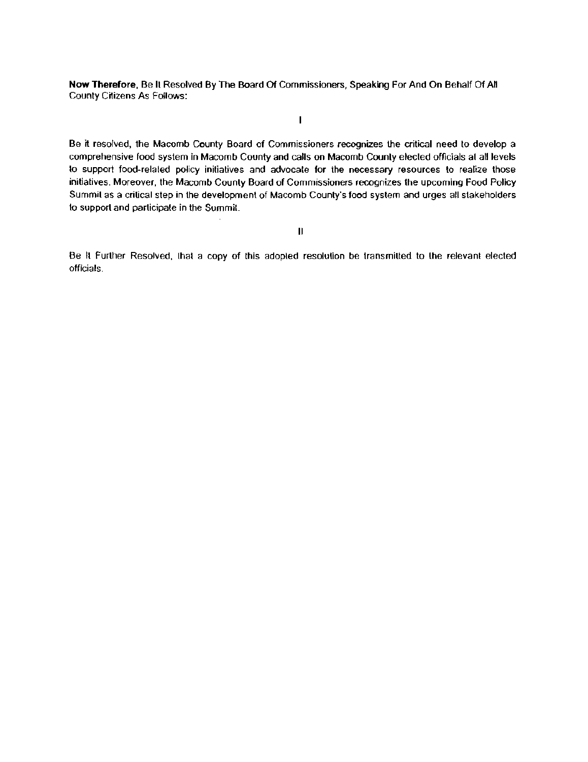**Now Therefore**, Be It Resolved By The Board Of Commissioners, Speaking For And On Behalf Of All County Citizens As Follows:

I

Be it resolved, the Macomb County Board of Commissioners recognizes the critical need to develop a comprehensive food system in Macomb County and calls on Macomb County elected officials at all levels to support food-related policy initiatives and advocate for the necessary resources to realize those initiatives. Moreover, the Macomb County Board of Commissioners recognizes the upcoming Food Policy Summit as a critical step in the development of Macomb County's food system and urges all stakeholders to support and participate in the Summit.

II

Be It Further Resolved, that a copy of this adopted resolution be transmitted to the relevant elected officials.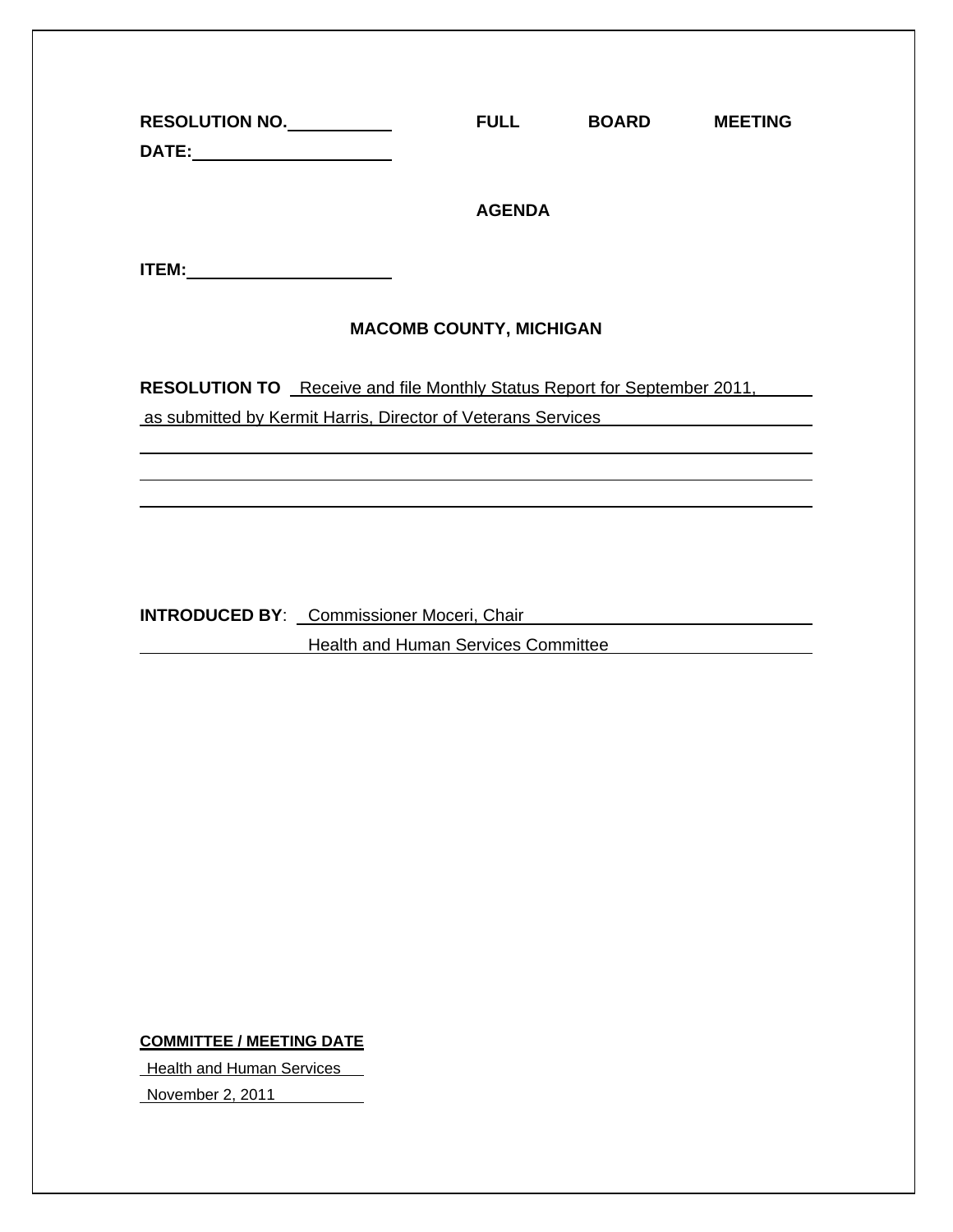**RESOLUTION NO.** ______ **FULL BOARD MEETING DATE:** ______

**AGENDA ITEM:** ______

**MACOMB COUNTY, MICHIGAN**

**RESOLUTION TO** Receive and file Monthly Status Report for September 2011, as submitted by Kermit Harris, Director of Veterans Services

**INTRODUCED BY**: Commissioner Moceri, Chair
Health and Human Services Committee

**COMMITTEE / MEETING DATE**

Health and Human Services
November 2, 2011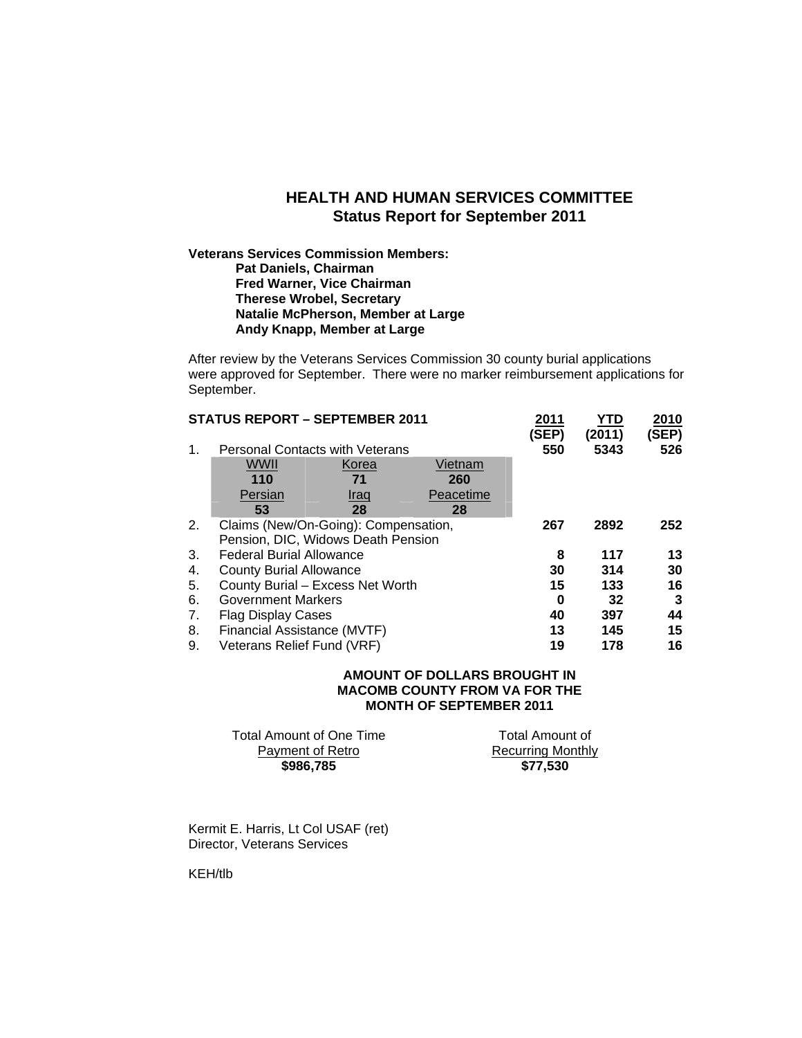# HEALTH AND HUMAN SERVICES COMMITTEE
## Status Report for September 2011

**Veterans Services Commission Members:**
**Pat Daniels, Chairman**
**Fred Warner, Vice Chairman**
**Therese Wrobel, Secretary**
**Natalie McPherson, Member at Large**
**Andy Knapp, Member at Large**

After review by the Veterans Services Commission 30 county burial applications were approved for September. There were no marker reimbursement applications for September.

| | STATUS REPORT – SEPTEMBER 2011 | 2011 (SEP) | YTD (2011) | 2010 (SEP) |
|---|---|---|---|---|
| 1. | Personal Contacts with Veterans | 550 | 5343 | 526 |
| | WWII 110; Korea 71; Vietnam 260; Persian 53; Iraq 28; Peacetime 28 | | | |
| 2. | Claims (New/On-Going): Compensation, Pension, DIC, Widows Death Pension | 267 | 2892 | 252 |
| 3. | Federal Burial Allowance | 8 | 117 | 13 |
| 4. | County Burial Allowance | 30 | 314 | 30 |
| 5. | County Burial – Excess Net Worth | 15 | 133 | 16 |
| 6. | Government Markers | 0 | 32 | 3 |
| 7. | Flag Display Cases | 40 | 397 | 44 |
| 8. | Financial Assistance (MVTF) | 13 | 145 | 15 |
| 9. | Veterans Relief Fund (VRF) | 19 | 178 | 16 |

**AMOUNT OF DOLLARS BROUGHT IN MACOMB COUNTY FROM VA FOR THE MONTH OF SEPTEMBER 2011**

| Total Amount of One Time Payment of Retro | Total Amount of Recurring Monthly |
|---|---|
| **$986,785** | **$77,530** |

Kermit E. Harris, Lt Col USAF (ret)
Director, Veterans Services

KEH/tlb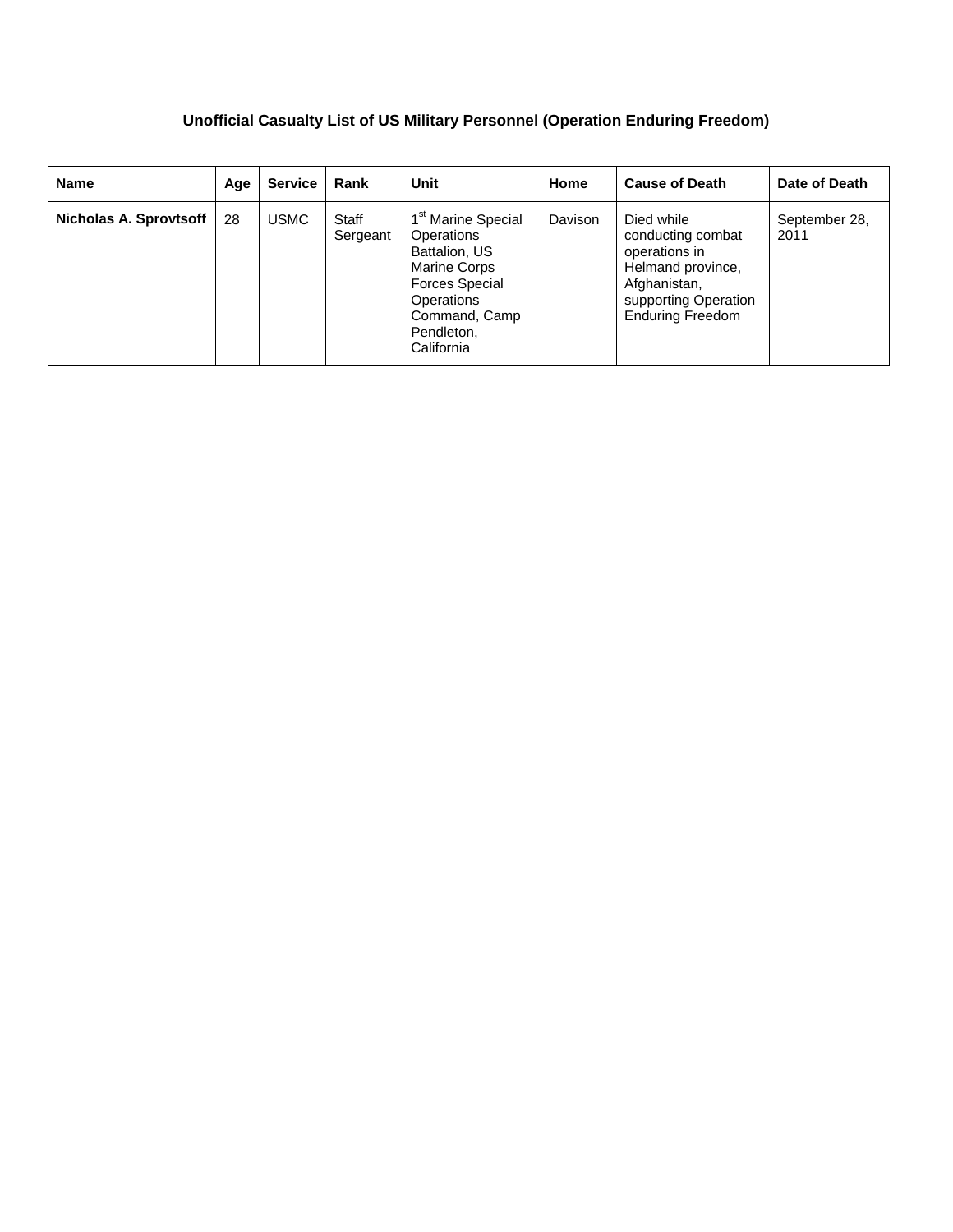**Unofficial Casualty List of US Military Personnel (Operation Enduring Freedom)**

| Name | Age | Service | Rank | Unit | Home | Cause of Death | Date of Death |
|---|---|---|---|---|---|---|---|
| **Nicholas A. Sprovtsoff** | 28 | USMC | Staff Sergeant | 1st Marine Special Operations Battalion, US Marine Corps Forces Special Operations Command, Camp Pendleton, California | Davison | Died while conducting combat operations in Helmand province, Afghanistan, supporting Operation Enduring Freedom | September 28, 2011 |